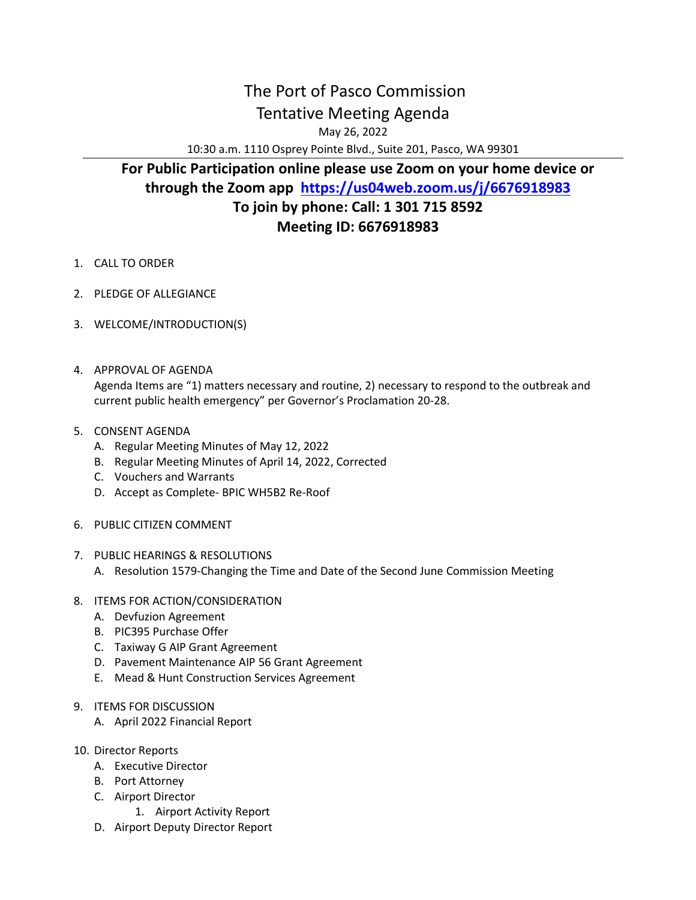# The Port of Pasco Commission

## Tentative Meeting Agenda

May 26, 2022

10:30 a.m. 1110 Osprey Pointe Blvd., Suite 201, Pasco, WA 99301

---

**For Public Participation online please use Zoom on your home device or through the Zoom app [https://us04web.zoom.us/j/6676918983](https://us04web.zoom.us/j/6676918983)**

**To join by phone: Call: 1 301 715 8592**

**Meeting ID: 6676918983**

1. CALL TO ORDER
2. PLEDGE OF ALLEGIANCE
3. WELCOME/INTRODUCTION(S)
4. APPROVAL OF AGENDA
   Agenda Items are "1) matters necessary and routine, 2) necessary to respond to the outbreak and current public health emergency" per Governor's Proclamation 20-28.
5. CONSENT AGENDA
   A. Regular Meeting Minutes of May 12, 2022
   B. Regular Meeting Minutes of April 14, 2022, Corrected
   C. Vouchers and Warrants
   D. Accept as Complete- BPIC WH5B2 Re-Roof
6. PUBLIC CITIZEN COMMENT
7. PUBLIC HEARINGS & RESOLUTIONS
   A. Resolution 1579-Changing the Time and Date of the Second June Commission Meeting
8. ITEMS FOR ACTION/CONSIDERATION
   A. Devfuzion Agreement
   B. PIC395 Purchase Offer
   C. Taxiway G AIP Grant Agreement
   D. Pavement Maintenance AIP 56 Grant Agreement
   E. Mead & Hunt Construction Services Agreement
9. ITEMS FOR DISCUSSION
   A. April 2022 Financial Report
10. Director Reports
    A. Executive Director
    B. Port Attorney
    C. Airport Director
       1. Airport Activity Report
    D. Airport Deputy Director Report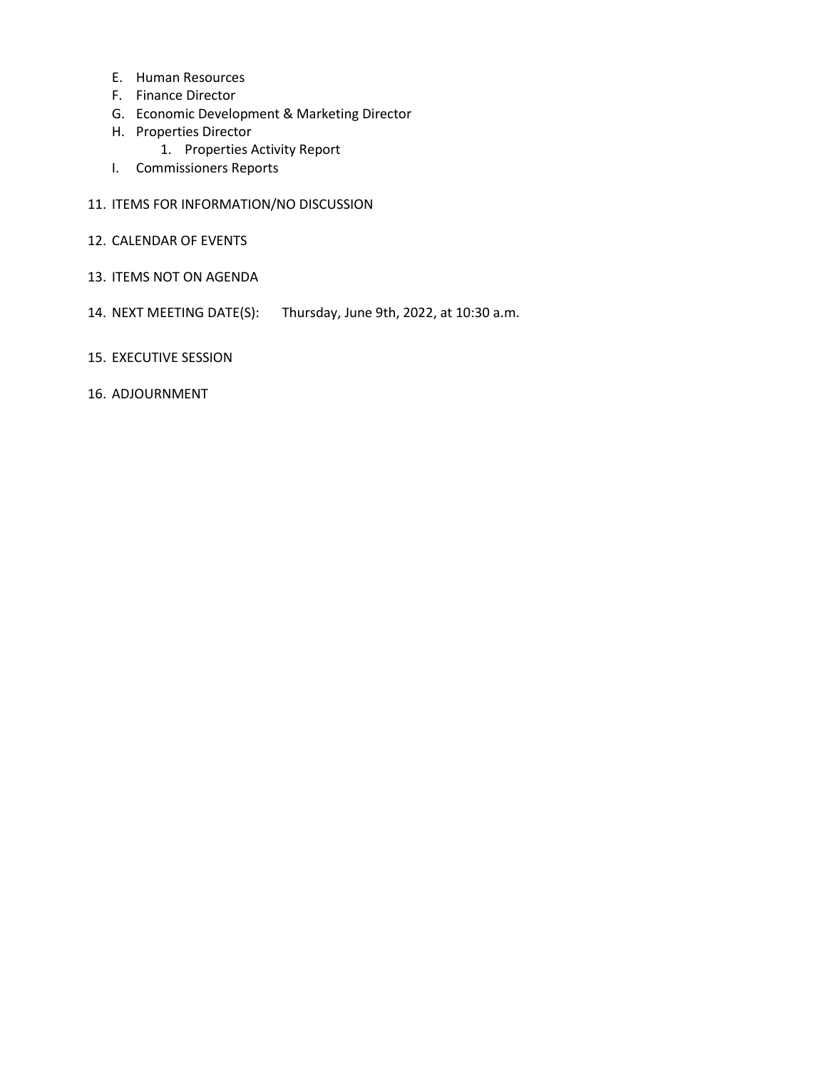E. Human Resources
F. Finance Director
G. Economic Development & Marketing Director
H. Properties Director
    1. Properties Activity Report
I. Commissioners Reports

11. ITEMS FOR INFORMATION/NO DISCUSSION

12. CALENDAR OF EVENTS

13. ITEMS NOT ON AGENDA

14. NEXT MEETING DATE(S): Thursday, June 9th, 2022, at 10:30 a.m.

15. EXECUTIVE SESSION

16. ADJOURNMENT